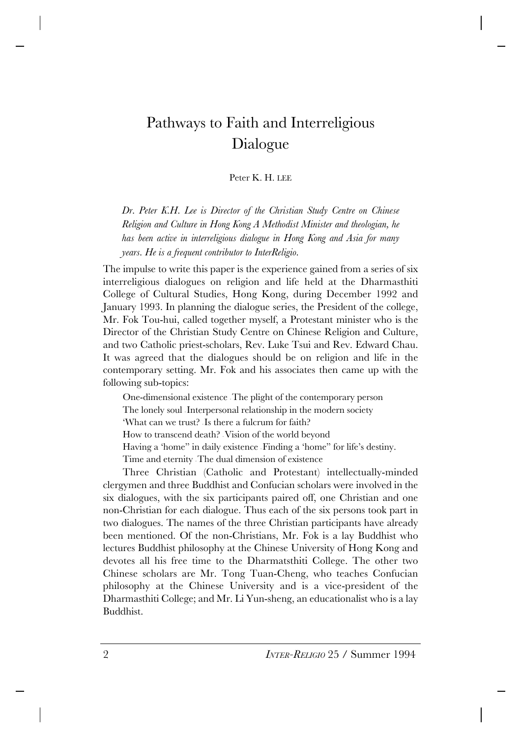# Pathways to Faith and Interreligious Dialogue

Peter K. H. LEE

*Dr. Peter K.H. Lee is Director of the Christian Study Centre on Chinese Religion and Culture in Hong Kong A Methodist Minister and theologian, he has been active in interreligious dialogue in Hong Kong and Asia for many years. He is a frequent contributor to InterReligio.*

The impulse to write this paper is the experience gained from a series of six interreligious dialogues on religion and life held at the Dharmasthiti College of Cultural Studies, Hong Kong, during December 1992 and January 1993. In planning the dialogue series, the President of the college, Mr. Fok Tou-hui, called together myself, a Protestant minister who is the Director of the Christian Study Centre on Chinese Religion and Culture, and two Catholic priest-scholars, Rev. Luke Tsui and Rev. Edward Chau. It was agreed that the dialogues should be on religion and life in the contemporary setting. Mr. Fok and his associates then came up with the following sub-topics:

One-dimensional existence - The plight of the contemporary person

The lonely soul - Interpersonal relationship in the modern society

'What can we trust? - Is there a fulcrum for faith?

How to transcend death? - Vision of the world beyond

Having a 'home" in daily existence - Finding a 'home" for life's destiny.

Time and eternity - The dual dimension of existence

Three Christian (Catholic and Protestant) intellectually-minded clergymen and three Buddhist and Confucian scholars were involved in the six dialogues, with the six participants paired off, one Christian and one non-Christian for each dialogue. Thus each of the six persons took part in two dialogues. The names of the three Christian participants have already been mentioned. Of the non-Christians, Mr. Fok is a lay Buddhist who lectures Buddhist philosophy at the Chinese University of Hong Kong and devotes all his free time to the Dharmatsthiti College. The other two Chinese scholars are Mr. Tong Tuan-Cheng, who teaches Confucian philosophy at the Chinese University and is a vice-president of the Dharmasthiti College; and Mr. Li Yun-sheng, an educationalist who is a lay Buddhist.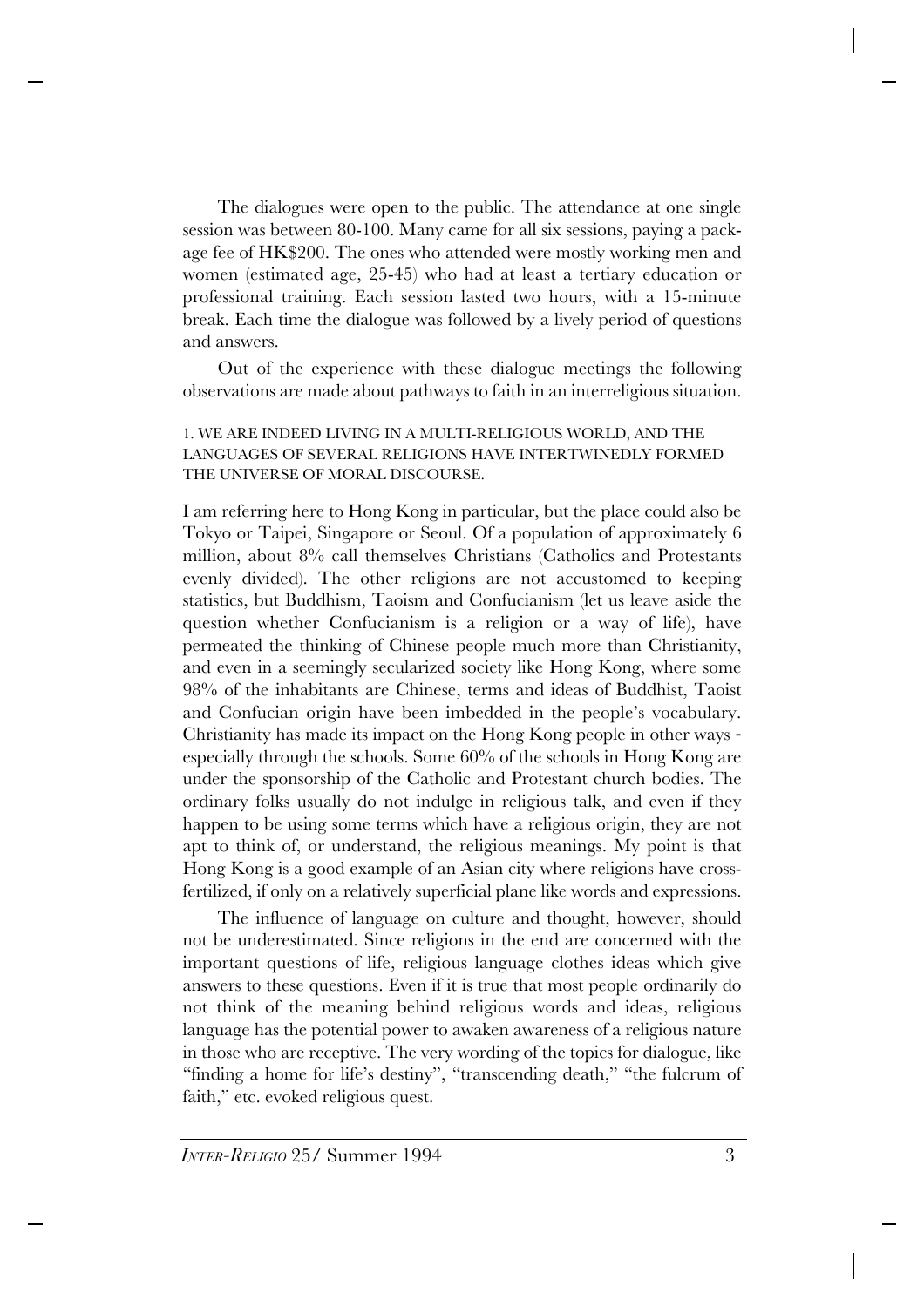The dialogues were open to the public. The attendance at one single session was between 80-100. Many came for all six sessions, paying a package fee of HK$200. The ones who attended were mostly working men and women (estimated age, 25-45) who had at least a tertiary education or professional training. Each session lasted two hours, with a 15-minute break. Each time the dialogue was followed by a lively period of questions and answers.

Out of the experience with these dialogue meetings the following observations are made about pathways to faith in an interreligious situation.

### 1. WE ARE INDEED LIVING IN A MULTI-RELIGIOUS WORLD, AND THE LANGUAGES OF SEVERAL RELIGIONS HAVE INTERTWINEDLY FORMED THE UNIVERSE OF MORAL DISCOURSE.

I am referring here to Hong Kong in particular, but the place could also be Tokyo or Taipei, Singapore or Seoul. Of a population of approximately 6 million, about 8% call themselves Christians (Catholics and Protestants evenly divided). The other religions are not accustomed to keeping statistics, but Buddhism, Taoism and Confucianism (let us leave aside the question whether Confucianism is a religion or a way of life), have permeated the thinking of Chinese people much more than Christianity, and even in a seemingly secularized society like Hong Kong, where some 98% of the inhabitants are Chinese, terms and ideas of Buddhist, Taoist and Confucian origin have been imbedded in the people's vocabulary. Christianity has made its impact on the Hong Kong people in other ways - especially through the schools. Some 60% of the schools in Hong Kong are under the sponsorship of the Catholic and Protestant church bodies. The ordinary folks usually do not indulge in religious talk, and even if they happen to be using some terms which have a religious origin, they are not apt to think of, or understand, the religious meanings. My point is that Hong Kong is a good example of an Asian city where religions have cross-fertilized, if only on a relatively superficial plane like words and expressions.

The influence of language on culture and thought, however, should not be underestimated. Since religions in the end are concerned with the important questions of life, religious language clothes ideas which give answers to these questions. Even if it is true that most people ordinarily do not think of the meaning behind religious words and ideas, religious language has the potential power to awaken awareness of a religious nature in those who are receptive. The very wording of the topics for dialogue, like "finding a home for life's destiny", "transcending death," "the fulcrum of faith," etc. evoked religious quest.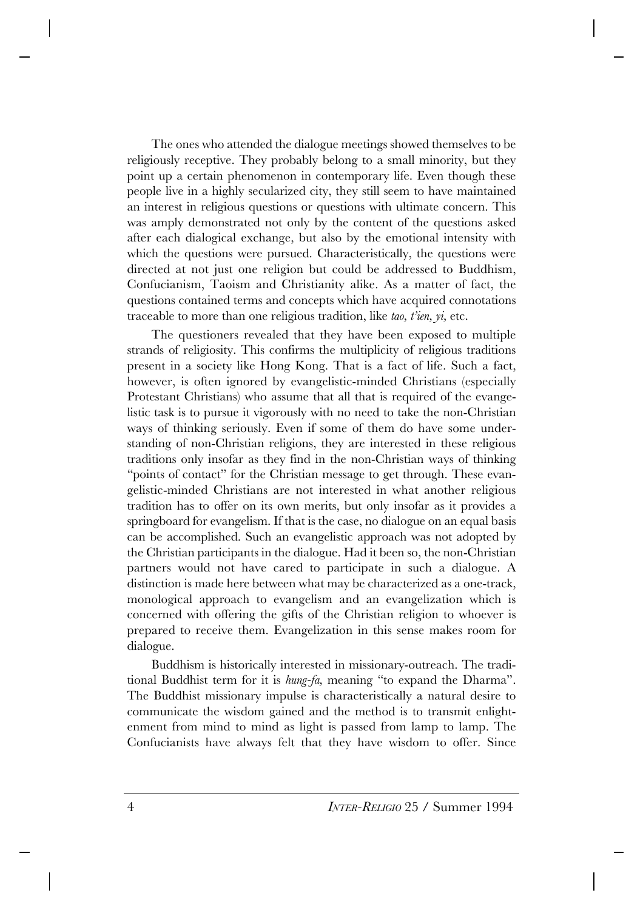The ones who attended the dialogue meetings showed themselves to be religiously receptive. They probably belong to a small minority, but they point up a certain phenomenon in contemporary life. Even though these people live in a highly secularized city, they still seem to have maintained an interest in religious questions or questions with ultimate concern. This was amply demonstrated not only by the content of the questions asked after each dialogical exchange, but also by the emotional intensity with which the questions were pursued. Characteristically, the questions were directed at not just one religion but could be addressed to Buddhism, Confucianism, Taoism and Christianity alike. As a matter of fact, the questions contained terms and concepts which have acquired connotations traceable to more than one religious tradition, like *tao, t'ien, yi,* etc.

The questioners revealed that they have been exposed to multiple strands of religiosity. This confirms the multiplicity of religious traditions present in a society like Hong Kong. That is a fact of life. Such a fact, however, is often ignored by evangelistic-minded Christians (especially Protestant Christians) who assume that all that is required of the evangelistic task is to pursue it vigorously with no need to take the non-Christian ways of thinking seriously. Even if some of them do have some understanding of non-Christian religions, they are interested in these religious traditions only insofar as they find in the non-Christian ways of thinking "points of contact" for the Christian message to get through. These evangelistic-minded Christians are not interested in what another religious tradition has to offer on its own merits, but only insofar as it provides a springboard for evangelism. If that is the case, no dialogue on an equal basis can be accomplished. Such an evangelistic approach was not adopted by the Christian participants in the dialogue. Had it been so, the non-Christian partners would not have cared to participate in such a dialogue. A distinction is made here between what may be characterized as a one-track, monological approach to evangelism and an evangelization which is concerned with offering the gifts of the Christian religion to whoever is prepared to receive them. Evangelization in this sense makes room for dialogue.

Buddhism is historically interested in missionary-outreach. The traditional Buddhist term for it is *hung-fa,* meaning "to expand the Dharma". The Buddhist missionary impulse is characteristically a natural desire to communicate the wisdom gained and the method is to transmit enlightenment from mind to mind as light is passed from lamp to lamp. The Confucianists have always felt that they have wisdom to offer. Since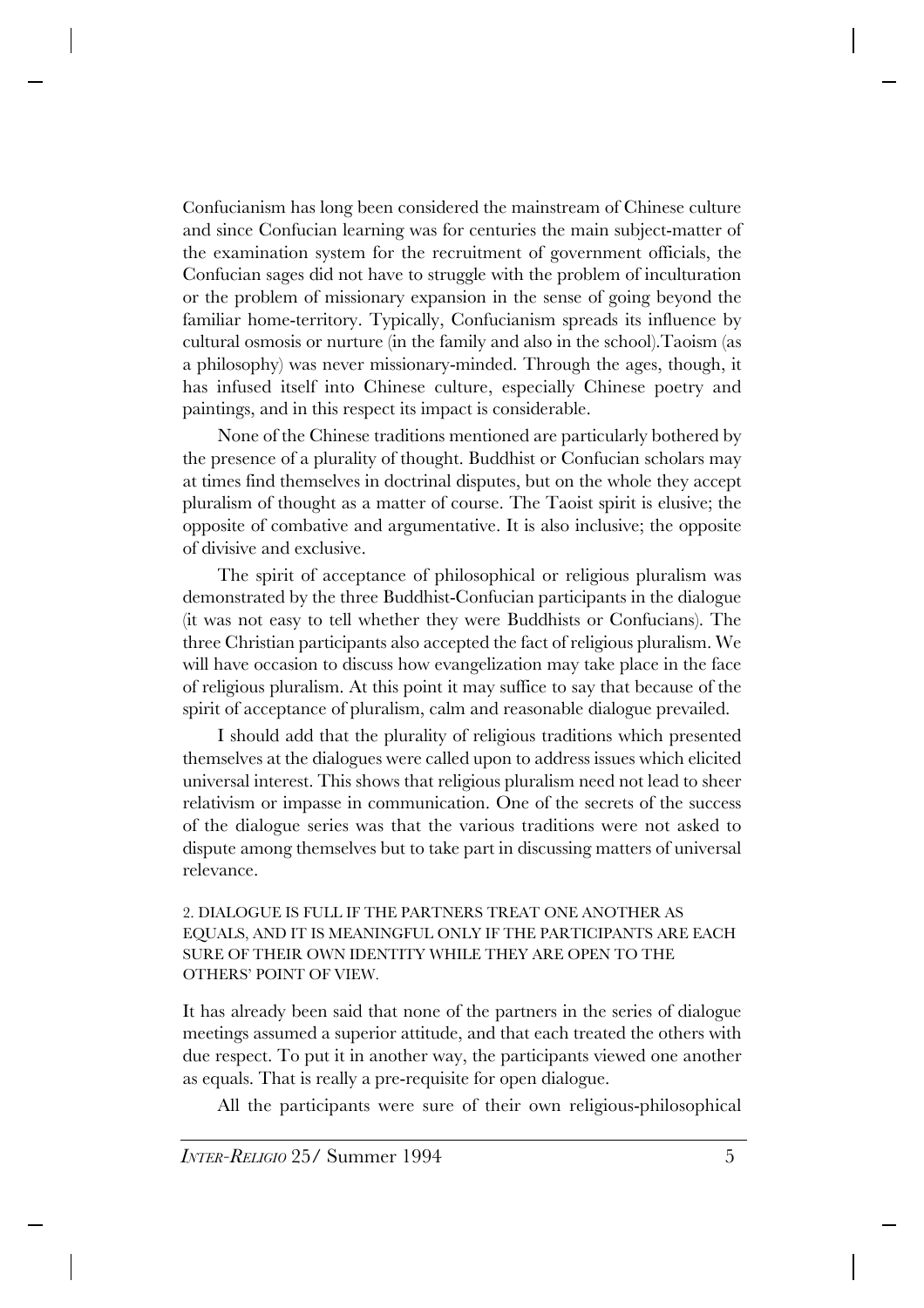Confucianism has long been considered the mainstream of Chinese culture and since Confucian learning was for centuries the main subject-matter of the examination system for the recruitment of government officials, the Confucian sages did not have to struggle with the problem of inculturation or the problem of missionary expansion in the sense of going beyond the familiar home-territory. Typically, Confucianism spreads its influence by cultural osmosis or nurture (in the family and also in the school).Taoism (as a philosophy) was never missionary-minded. Through the ages, though, it has infused itself into Chinese culture, especially Chinese poetry and paintings, and in this respect its impact is considerable.

None of the Chinese traditions mentioned are particularly bothered by the presence of a plurality of thought. Buddhist or Confucian scholars may at times find themselves in doctrinal disputes, but on the whole they accept pluralism of thought as a matter of course. The Taoist spirit is elusive; the opposite of combative and argumentative. It is also inclusive; the opposite of divisive and exclusive.

The spirit of acceptance of philosophical or religious pluralism was demonstrated by the three Buddhist-Confucian participants in the dialogue (it was not easy to tell whether they were Buddhists or Confucians). The three Christian participants also accepted the fact of religious pluralism. We will have occasion to discuss how evangelization may take place in the face of religious pluralism. At this point it may suffice to say that because of the spirit of acceptance of pluralism, calm and reasonable dialogue prevailed.

I should add that the plurality of religious traditions which presented themselves at the dialogues were called upon to address issues which elicited universal interest. This shows that religious pluralism need not lead to sheer relativism or impasse in communication. One of the secrets of the success of the dialogue series was that the various traditions were not asked to dispute among themselves but to take part in discussing matters of universal relevance.

### 2. DIALOGUE IS FULL IF THE PARTNERS TREAT ONE ANOTHER AS EQUALS, AND IT IS MEANINGFUL ONLY IF THE PARTICIPANTS ARE EACH SURE OF THEIR OWN IDENTITY WHILE THEY ARE OPEN TO THE OTHERS' POINT OF VIEW.

It has already been said that none of the partners in the series of dialogue meetings assumed a superior attitude, and that each treated the others with due respect. To put it in another way, the participants viewed one another as equals. That is really a pre-requisite for open dialogue.

All the participants were sure of their own religious-philosophical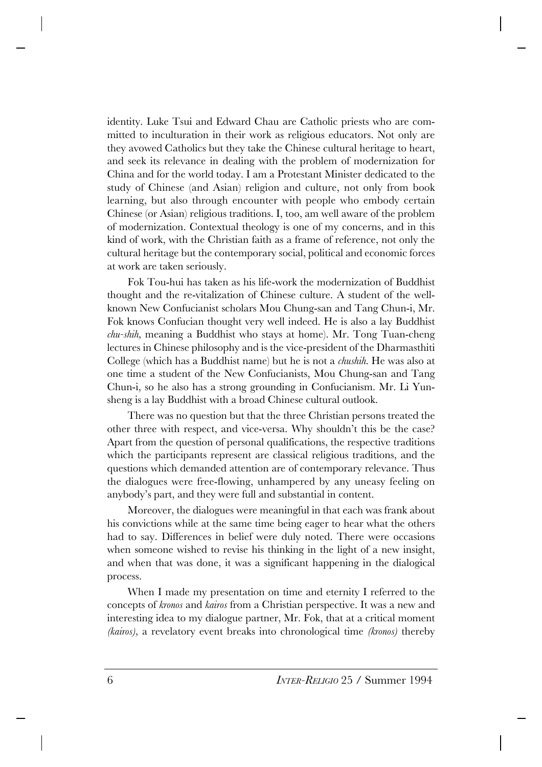identity. Luke Tsui and Edward Chau are Catholic priests who are committed to inculturation in their work as religious educators. Not only are they avowed Catholics but they take the Chinese cultural heritage to heart, and seek its relevance in dealing with the problem of modernization for China and for the world today. I am a Protestant Minister dedicated to the study of Chinese (and Asian) religion and culture, not only from book learning, but also through encounter with people who embody certain Chinese (or Asian) religious traditions. I, too, am well aware of the problem of modernization. Contextual theology is one of my concerns, and in this kind of work, with the Christian faith as a frame of reference, not only the cultural heritage but the contemporary social, political and economic forces at work are taken seriously.

Fok Tou-hui has taken as his life-work the modernization of Buddhist thought and the re-vitalization of Chinese culture. A student of the well-known New Confucianist scholars Mou Chung-san and Tang Chun-i, Mr. Fok knows Confucian thought very well indeed. He is also a lay Buddhist *chu-shih,* meaning a Buddhist who stays at home). Mr. Tong Tuan-cheng lectures in Chinese philosophy and is the vice-president of the Dharmasthiti College (which has a Buddhist name) but he is not a *chushih.* He was also at one time a student of the New Confucianists, Mou Chung-san and Tang Chun-i, so he also has a strong grounding in Confucianism. Mr. Li Yun-sheng is a lay Buddhist with a broad Chinese cultural outlook.

There was no question but that the three Christian persons treated the other three with respect, and vice-versa. Why shouldn't this be the case? Apart from the question of personal qualifications, the respective traditions which the participants represent are classical religious traditions, and the questions which demanded attention are of contemporary relevance. Thus the dialogues were free-flowing, unhampered by any uneasy feeling on anybody's part, and they were full and substantial in content.

Moreover, the dialogues were meaningful in that each was frank about his convictions while at the same time being eager to hear what the others had to say. Differences in belief were duly noted. There were occasions when someone wished to revise his thinking in the light of a new insight, and when that was done, it was a significant happening in the dialogical process.

When I made my presentation on time and eternity I referred to the concepts of *kronos* and *kairos* from a Christian perspective. It was a new and interesting idea to my dialogue partner, Mr. Fok, that at a critical moment *(kairos)*, a revelatory event breaks into chronological time *(kronos)* thereby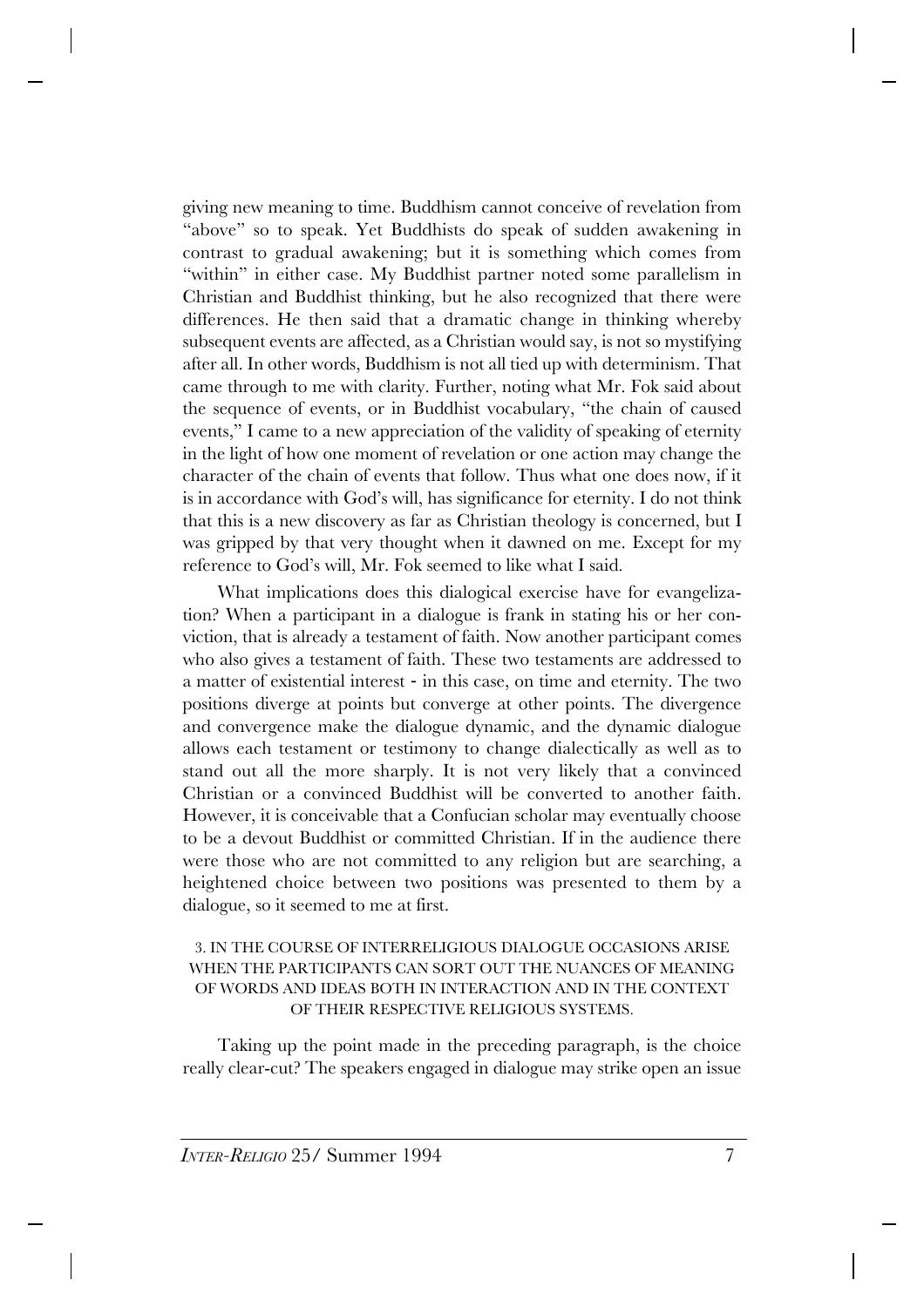giving new meaning to time. Buddhism cannot conceive of revelation from "above" so to speak. Yet Buddhists do speak of sudden awakening in contrast to gradual awakening; but it is something which comes from "within" in either case. My Buddhist partner noted some parallelism in Christian and Buddhist thinking, but he also recognized that there were differences. He then said that a dramatic change in thinking whereby subsequent events are affected, as a Christian would say, is not so mystifying after all. In other words, Buddhism is not all tied up with determinism. That came through to me with clarity. Further, noting what Mr. Fok said about the sequence of events, or in Buddhist vocabulary, "the chain of caused events," I came to a new appreciation of the validity of speaking of eternity in the light of how one moment of revelation or one action may change the character of the chain of events that follow. Thus what one does now, if it is in accordance with God's will, has significance for eternity. I do not think that this is a new discovery as far as Christian theology is concerned, but I was gripped by that very thought when it dawned on me. Except for my reference to God's will, Mr. Fok seemed to like what I said.

What implications does this dialogical exercise have for evangelization? When a participant in a dialogue is frank in stating his or her conviction, that is already a testament of faith. Now another participant comes who also gives a testament of faith. These two testaments are addressed to a matter of existential interest - in this case, on time and eternity. The two positions diverge at points but converge at other points. The divergence and convergence make the dialogue dynamic, and the dynamic dialogue allows each testament or testimony to change dialectically as well as to stand out all the more sharply. It is not very likely that a convinced Christian or a convinced Buddhist will be converted to another faith. However, it is conceivable that a Confucian scholar may eventually choose to be a devout Buddhist or committed Christian. If in the audience there were those who are not committed to any religion but are searching, a heightened choice between two positions was presented to them by a dialogue, so it seemed to me at first.

### 3. IN THE COURSE OF INTERRELIGIOUS DIALOGUE OCCASIONS ARISE WHEN THE PARTICIPANTS CAN SORT OUT THE NUANCES OF MEANING OF WORDS AND IDEAS BOTH IN INTERACTION AND IN THE CONTEXT OF THEIR RESPECTIVE RELIGIOUS SYSTEMS.

Taking up the point made in the preceding paragraph, is the choice really clear-cut? The speakers engaged in dialogue may strike open an issue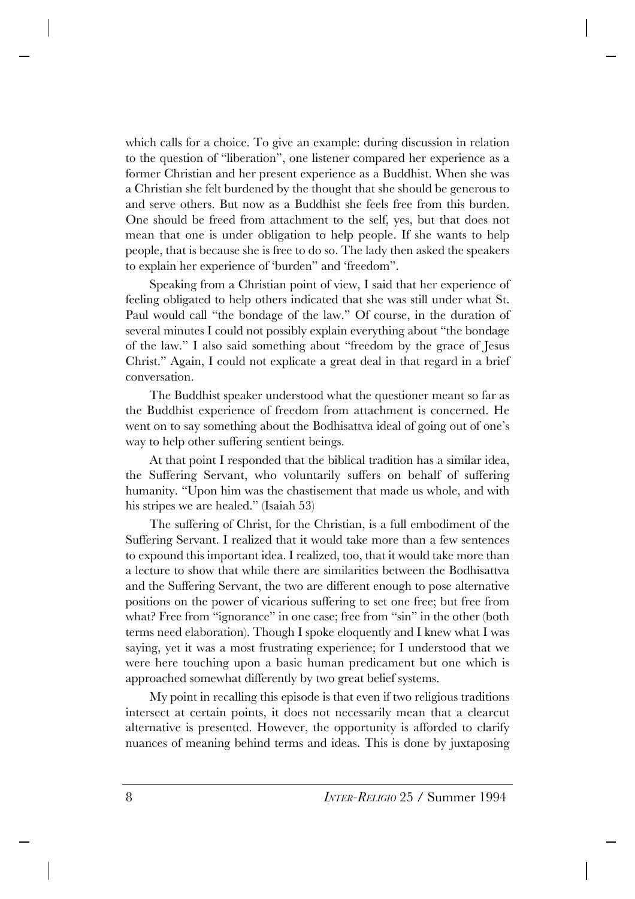which calls for a choice. To give an example: during discussion in relation to the question of "liberation", one listener compared her experience as a former Christian and her present experience as a Buddhist. When she was a Christian she felt burdened by the thought that she should be generous to and serve others. But now as a Buddhist she feels free from this burden. One should be freed from attachment to the self, yes, but that does not mean that one is under obligation to help people. If she wants to help people, that is because she is free to do so. The lady then asked the speakers to explain her experience of 'burden" and 'freedom".

Speaking from a Christian point of view, I said that her experience of feeling obligated to help others indicated that she was still under what St. Paul would call "the bondage of the law." Of course, in the duration of several minutes I could not possibly explain everything about "the bondage of the law." I also said something about "freedom by the grace of Jesus Christ." Again, I could not explicate a great deal in that regard in a brief conversation.

The Buddhist speaker understood what the questioner meant so far as the Buddhist experience of freedom from attachment is concerned. He went on to say something about the Bodhisattva ideal of going out of one's way to help other suffering sentient beings.

At that point I responded that the biblical tradition has a similar idea, the Suffering Servant, who voluntarily suffers on behalf of suffering humanity. "Upon him was the chastisement that made us whole, and with his stripes we are healed." (Isaiah 53)

The suffering of Christ, for the Christian, is a full embodiment of the Suffering Servant. I realized that it would take more than a few sentences to expound this important idea. I realized, too, that it would take more than a lecture to show that while there are similarities between the Bodhisattva and the Suffering Servant, the two are different enough to pose alternative positions on the power of vicarious suffering to set one free; but free from what? Free from "ignorance" in one case; free from "sin" in the other (both terms need elaboration). Though I spoke eloquently and I knew what I was saying, yet it was a most frustrating experience; for I understood that we were here touching upon a basic human predicament but one which is approached somewhat differently by two great belief systems.

My point in recalling this episode is that even if two religious traditions intersect at certain points, it does not necessarily mean that a clearcut alternative is presented. However, the opportunity is afforded to clarify nuances of meaning behind terms and ideas. This is done by juxtaposing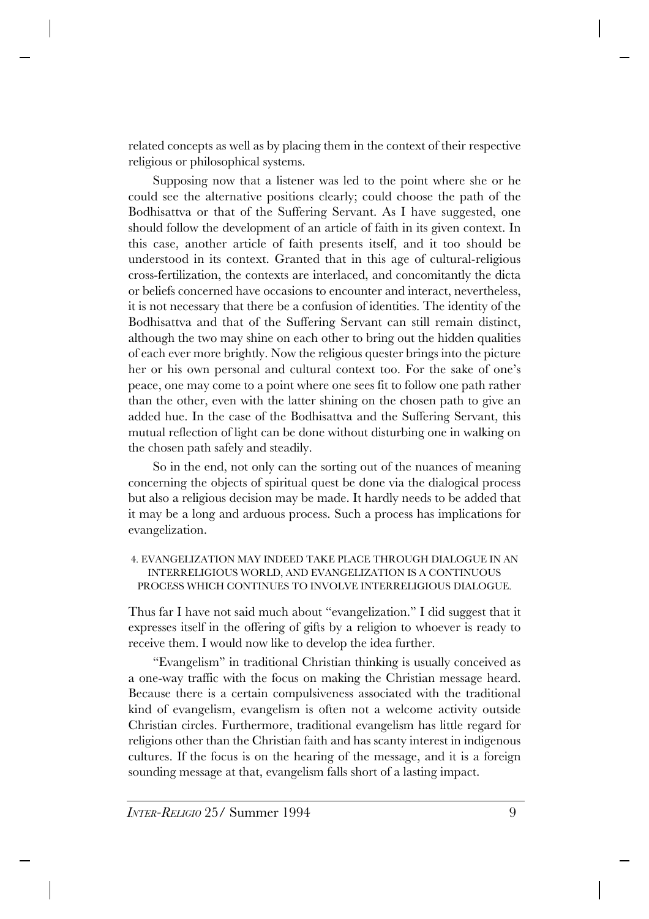related concepts as well as by placing them in the context of their respective religious or philosophical systems.

Supposing now that a listener was led to the point where she or he could see the alternative positions clearly; could choose the path of the Bodhisattva or that of the Suffering Servant. As I have suggested, one should follow the development of an article of faith in its given context. In this case, another article of faith presents itself, and it too should be understood in its context. Granted that in this age of cultural-religious cross-fertilization, the contexts are interlaced, and concomitantly the dicta or beliefs concerned have occasions to encounter and interact, nevertheless, it is not necessary that there be a confusion of identities. The identity of the Bodhisattva and that of the Suffering Servant can still remain distinct, although the two may shine on each other to bring out the hidden qualities of each ever more brightly. Now the religious quester brings into the picture her or his own personal and cultural context too. For the sake of one's peace, one may come to a point where one sees fit to follow one path rather than the other, even with the latter shining on the chosen path to give an added hue. In the case of the Bodhisattva and the Suffering Servant, this mutual reflection of light can be done without disturbing one in walking on the chosen path safely and steadily.

So in the end, not only can the sorting out of the nuances of meaning concerning the objects of spiritual quest be done via the dialogical process but also a religious decision may be made. It hardly needs to be added that it may be a long and arduous process. Such a process has implications for evangelization.

## 4. EVANGELIZATION MAY INDEED TAKE PLACE THROUGH DIALOGUE IN AN INTERRELIGIOUS WORLD, AND EVANGELIZATION IS A CONTINUOUS PROCESS WHICH CONTINUES TO INVOLVE INTERRELIGIOUS DIALOGUE.

Thus far I have not said much about "evangelization." I did suggest that it expresses itself in the offering of gifts by a religion to whoever is ready to receive them. I would now like to develop the idea further.

"Evangelism" in traditional Christian thinking is usually conceived as a one-way traffic with the focus on making the Christian message heard. Because there is a certain compulsiveness associated with the traditional kind of evangelism, evangelism is often not a welcome activity outside Christian circles. Furthermore, traditional evangelism has little regard for religions other than the Christian faith and has scanty interest in indigenous cultures. If the focus is on the hearing of the message, and it is a foreign sounding message at that, evangelism falls short of a lasting impact.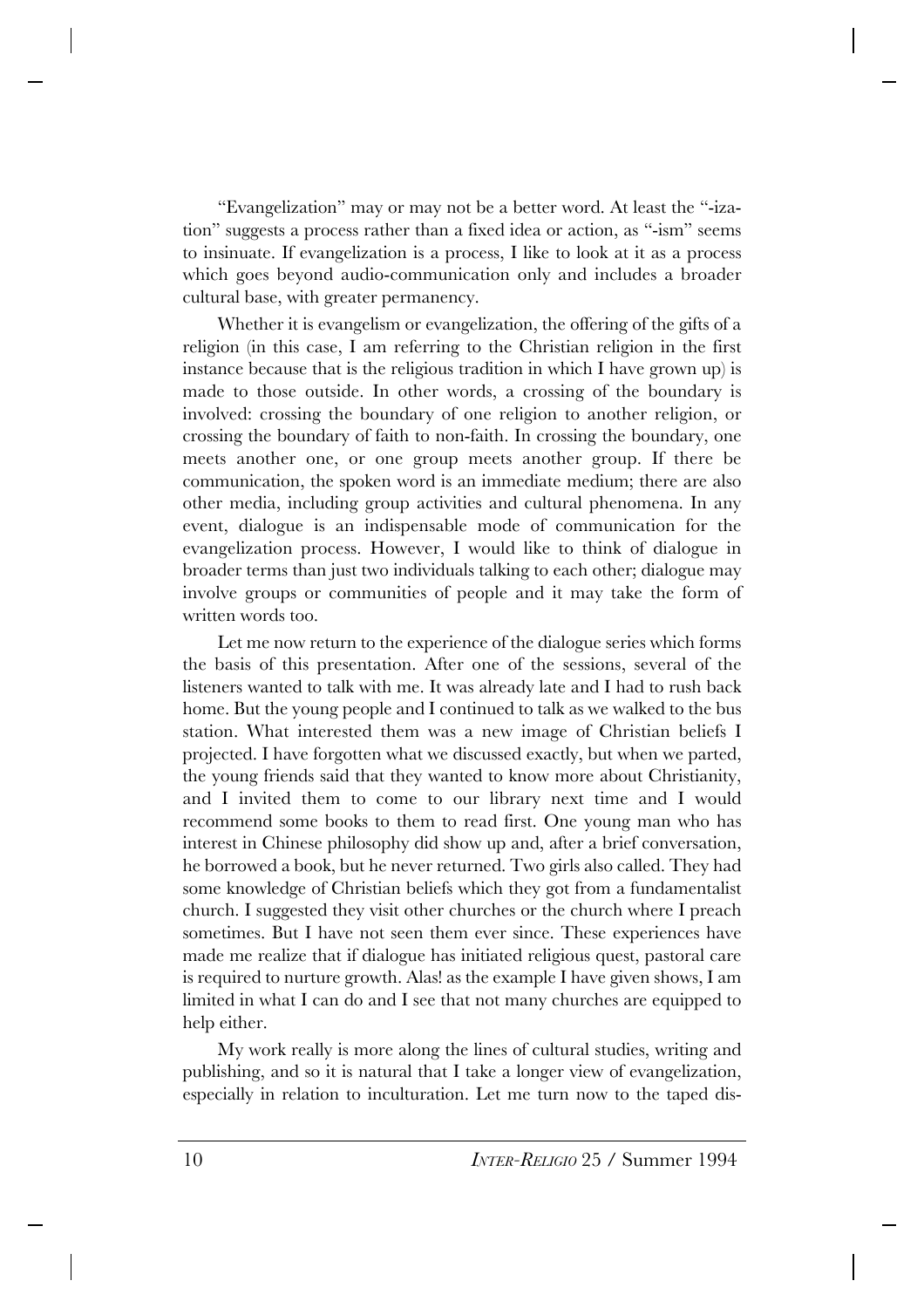"Evangelization" may or may not be a better word. At least the "-ization" suggests a process rather than a fixed idea or action, as "-ism" seems to insinuate. If evangelization is a process, I like to look at it as a process which goes beyond audio-communication only and includes a broader cultural base, with greater permanency.

Whether it is evangelism or evangelization, the offering of the gifts of a religion (in this case, I am referring to the Christian religion in the first instance because that is the religious tradition in which I have grown up) is made to those outside. In other words, a crossing of the boundary is involved: crossing the boundary of one religion to another religion, or crossing the boundary of faith to non-faith. In crossing the boundary, one meets another one, or one group meets another group. If there be communication, the spoken word is an immediate medium; there are also other media, including group activities and cultural phenomena. In any event, dialogue is an indispensable mode of communication for the evangelization process. However, I would like to think of dialogue in broader terms than just two individuals talking to each other; dialogue may involve groups or communities of people and it may take the form of written words too.

Let me now return to the experience of the dialogue series which forms the basis of this presentation. After one of the sessions, several of the listeners wanted to talk with me. It was already late and I had to rush back home. But the young people and I continued to talk as we walked to the bus station. What interested them was a new image of Christian beliefs I projected. I have forgotten what we discussed exactly, but when we parted, the young friends said that they wanted to know more about Christianity, and I invited them to come to our library next time and I would recommend some books to them to read first. One young man who has interest in Chinese philosophy did show up and, after a brief conversation, he borrowed a book, but he never returned. Two girls also called. They had some knowledge of Christian beliefs which they got from a fundamentalist church. I suggested they visit other churches or the church where I preach sometimes. But I have not seen them ever since. These experiences have made me realize that if dialogue has initiated religious quest, pastoral care is required to nurture growth. Alas! as the example I have given shows, I am limited in what I can do and I see that not many churches are equipped to help either.

My work really is more along the lines of cultural studies, writing and publishing, and so it is natural that I take a longer view of evangelization, especially in relation to inculturation. Let me turn now to the taped dis-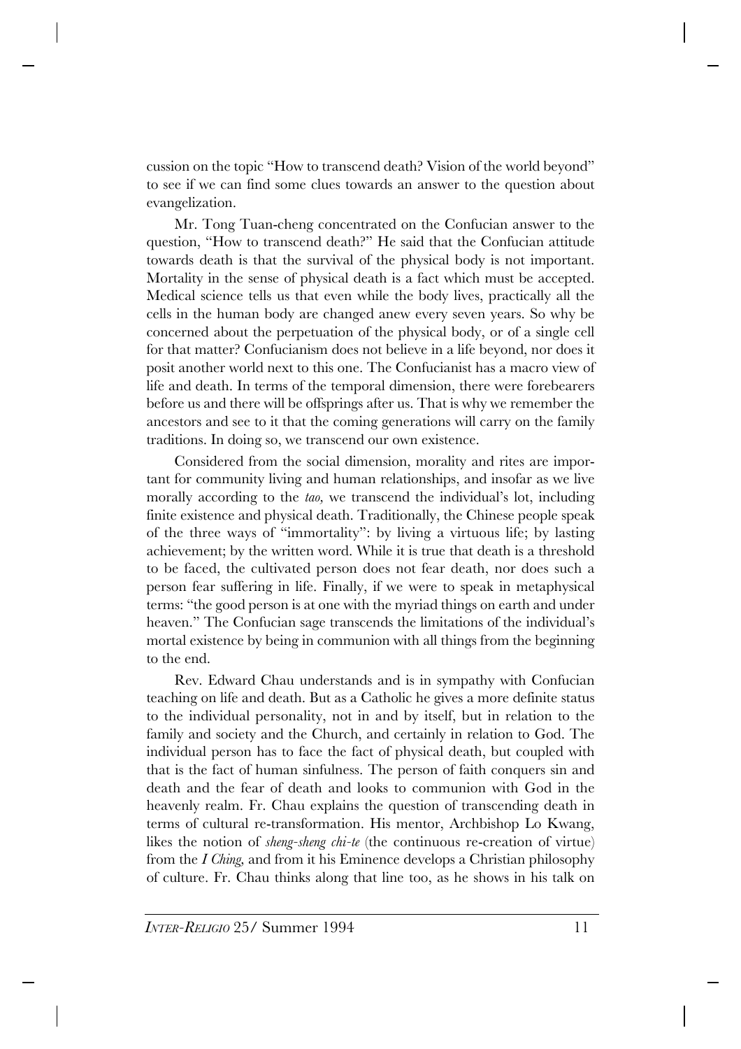cussion on the topic "How to transcend death? Vision of the world beyond" to see if we can find some clues towards an answer to the question about evangelization.

Mr. Tong Tuan-cheng concentrated on the Confucian answer to the question, "How to transcend death?" He said that the Confucian attitude towards death is that the survival of the physical body is not important. Mortality in the sense of physical death is a fact which must be accepted. Medical science tells us that even while the body lives, practically all the cells in the human body are changed anew every seven years. So why be concerned about the perpetuation of the physical body, or of a single cell for that matter? Confucianism does not believe in a life beyond, nor does it posit another world next to this one. The Confucianist has a macro view of life and death. In terms of the temporal dimension, there were forebearers before us and there will be offsprings after us. That is why we remember the ancestors and see to it that the coming generations will carry on the family traditions. In doing so, we transcend our own existence.

Considered from the social dimension, morality and rites are important for community living and human relationships, and insofar as we live morally according to the *tao,* we transcend the individual's lot, including finite existence and physical death. Traditionally, the Chinese people speak of the three ways of "immortality": by living a virtuous life; by lasting achievement; by the written word. While it is true that death is a threshold to be faced, the cultivated person does not fear death, nor does such a person fear suffering in life. Finally, if we were to speak in metaphysical terms: "the good person is at one with the myriad things on earth and under heaven." The Confucian sage transcends the limitations of the individual's mortal existence by being in communion with all things from the beginning to the end.

Rev. Edward Chau understands and is in sympathy with Confucian teaching on life and death. But as a Catholic he gives a more definite status to the individual personality, not in and by itself, but in relation to the family and society and the Church, and certainly in relation to God. The individual person has to face the fact of physical death, but coupled with that is the fact of human sinfulness. The person of faith conquers sin and death and the fear of death and looks to communion with God in the heavenly realm. Fr. Chau explains the question of transcending death in terms of cultural re-transformation. His mentor, Archbishop Lo Kwang, likes the notion of *sheng-sheng chi-te* (the continuous re-creation of virtue) from the *I Ching,* and from it his Eminence develops a Christian philosophy of culture. Fr. Chau thinks along that line too, as he shows in his talk on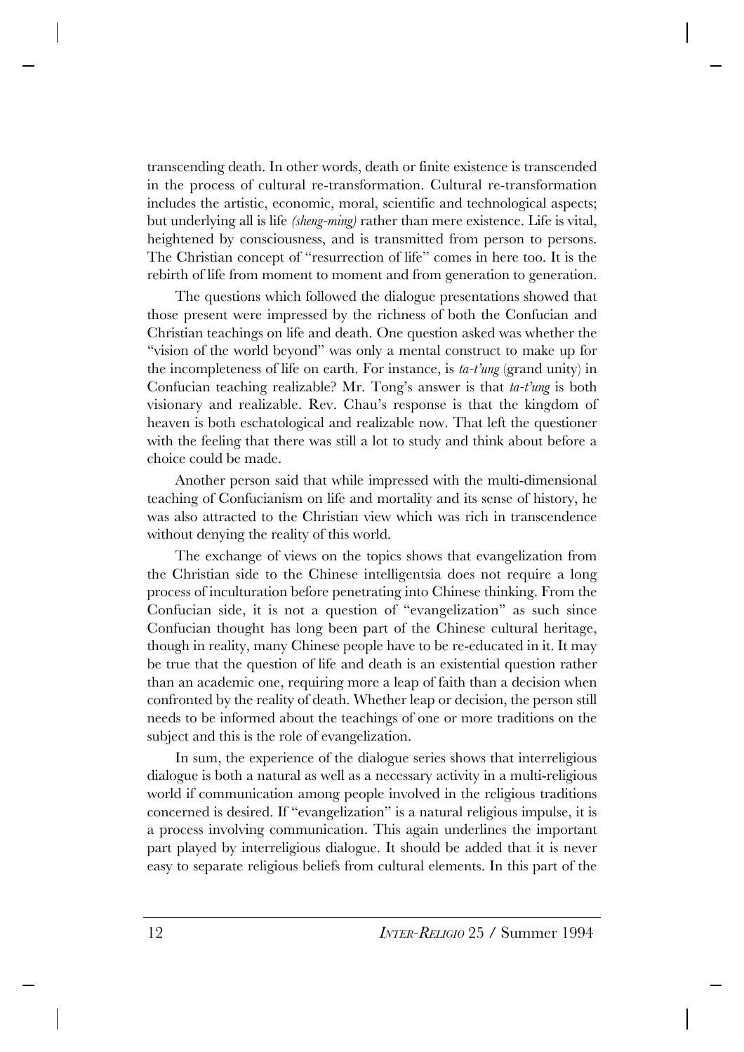transcending death. In other words, death or finite existence is transcended in the process of cultural re-transformation. Cultural re-transformation includes the artistic, economic, moral, scientific and technological aspects; but underlying all is life *(sheng-ming)* rather than mere existence. Life is vital, heightened by consciousness, and is transmitted from person to persons. The Christian concept of "resurrection of life" comes in here too. It is the rebirth of life from moment to moment and from generation to generation.

The questions which followed the dialogue presentations showed that those present were impressed by the richness of both the Confucian and Christian teachings on life and death. One question asked was whether the "vision of the world beyond" was only a mental construct to make up for the incompleteness of life on earth. For instance, is *ta-t'ung* (grand unity) in Confucian teaching realizable? Mr. Tong's answer is that *ta-t'ung* is both visionary and realizable. Rev. Chau's response is that the kingdom of heaven is both eschatological and realizable now. That left the questioner with the feeling that there was still a lot to study and think about before a choice could be made.

Another person said that while impressed with the multi-dimensional teaching of Confucianism on life and mortality and its sense of history, he was also attracted to the Christian view which was rich in transcendence without denying the reality of this world.

The exchange of views on the topics shows that evangelization from the Christian side to the Chinese intelligentsia does not require a long process of inculturation before penetrating into Chinese thinking. From the Confucian side, it is not a question of "evangelization" as such since Confucian thought has long been part of the Chinese cultural heritage, though in reality, many Chinese people have to be re-educated in it. It may be true that the question of life and death is an existential question rather than an academic one, requiring more a leap of faith than a decision when confronted by the reality of death. Whether leap or decision, the person still needs to be informed about the teachings of one or more traditions on the subject and this is the role of evangelization.

In sum, the experience of the dialogue series shows that interreligious dialogue is both a natural as well as a necessary activity in a multi-religious world if communication among people involved in the religious traditions concerned is desired. If "evangelization" is a natural religious impulse, it is a process involving communication. This again underlines the important part played by interreligious dialogue. It should be added that it is never easy to separate religious beliefs from cultural elements. In this part of the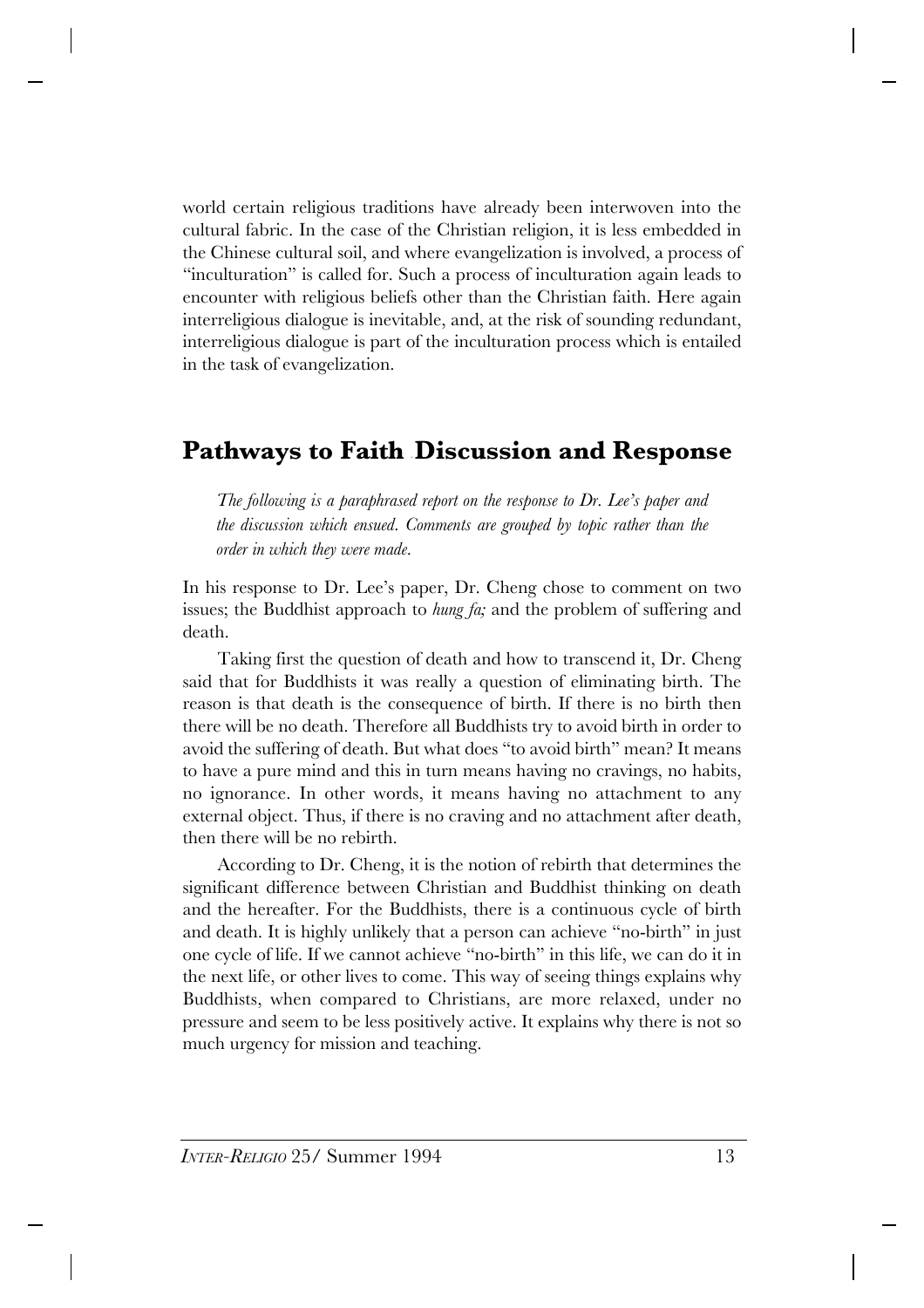world certain religious traditions have already been interwoven into the cultural fabric. In the case of the Christian religion, it is less embedded in the Chinese cultural soil, and where evangelization is involved, a process of "inculturation" is called for. Such a process of inculturation again leads to encounter with religious beliefs other than the Christian faith. Here again interreligious dialogue is inevitable, and, at the risk of sounding redundant, interreligious dialogue is part of the inculturation process which is entailed in the task of evangelization.

## Pathways to Faith Discussion and Response

*The following is a paraphrased report on the response to Dr. Lee's paper and the discussion which ensued. Comments are grouped by topic rather than the order in which they were made.*

In his response to Dr. Lee's paper, Dr. Cheng chose to comment on two issues; the Buddhist approach to *hung fa;* and the problem of suffering and death.

Taking first the question of death and how to transcend it, Dr. Cheng said that for Buddhists it was really a question of eliminating birth. The reason is that death is the consequence of birth. If there is no birth then there will be no death. Therefore all Buddhists try to avoid birth in order to avoid the suffering of death. But what does "to avoid birth" mean? It means to have a pure mind and this in turn means having no cravings, no habits, no ignorance. In other words, it means having no attachment to any external object. Thus, if there is no craving and no attachment after death, then there will be no rebirth.

According to Dr. Cheng, it is the notion of rebirth that determines the significant difference between Christian and Buddhist thinking on death and the hereafter. For the Buddhists, there is a continuous cycle of birth and death. It is highly unlikely that a person can achieve "no-birth" in just one cycle of life. If we cannot achieve "no-birth" in this life, we can do it in the next life, or other lives to come. This way of seeing things explains why Buddhists, when compared to Christians, are more relaxed, under no pressure and seem to be less positively active. It explains why there is not so much urgency for mission and teaching.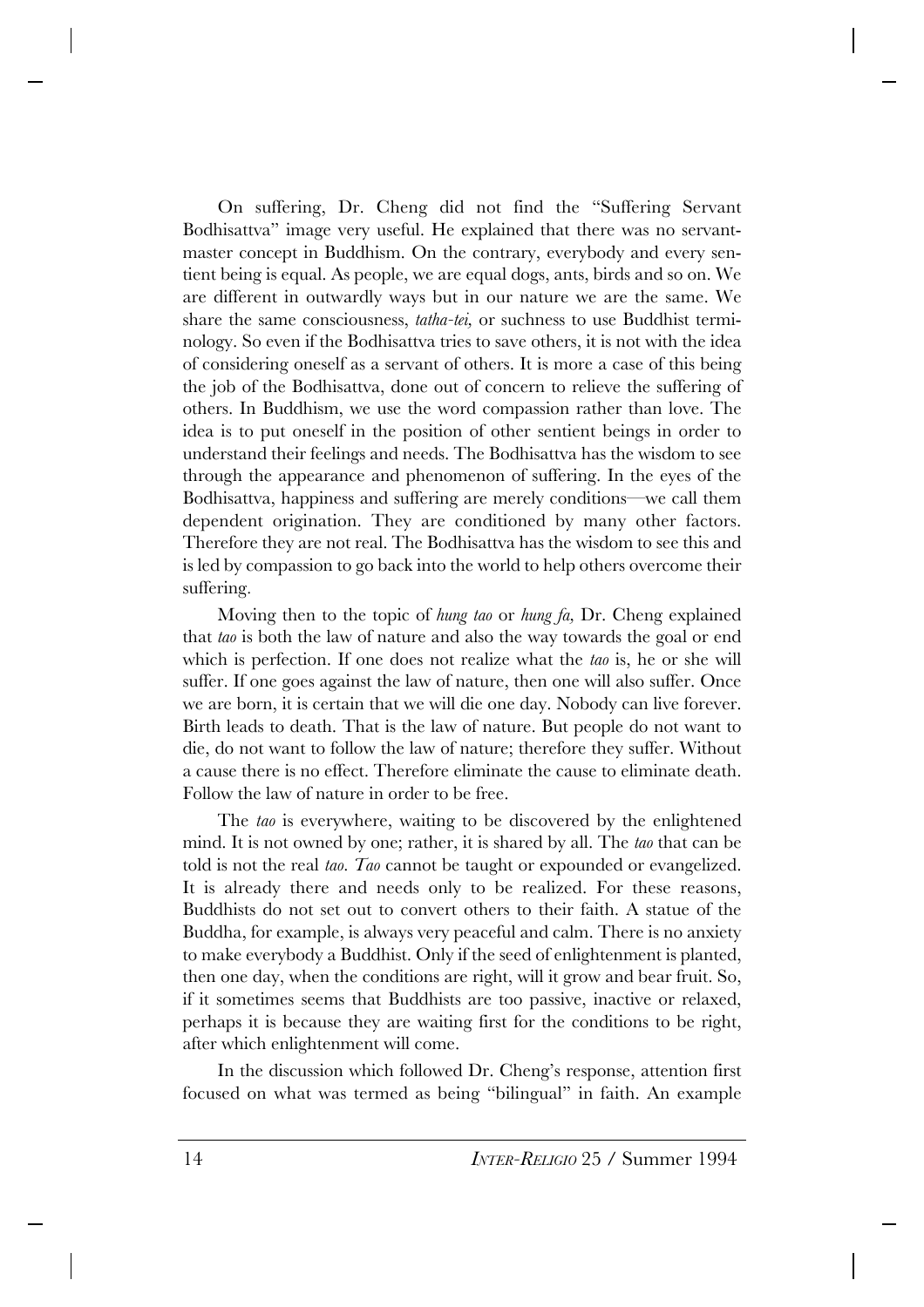On suffering, Dr. Cheng did not find the "Suffering Servant Bodhisattva" image very useful. He explained that there was no servant-master concept in Buddhism. On the contrary, everybody and every sentient being is equal. As people, we are equal dogs, ants, birds and so on. We are different in outwardly ways but in our nature we are the same. We share the same consciousness, *tatha-tei*, or suchness to use Buddhist terminology. So even if the Bodhisattva tries to save others, it is not with the idea of considering oneself as a servant of others. It is more a case of this being the job of the Bodhisattva, done out of concern to relieve the suffering of others. In Buddhism, we use the word compassion rather than love. The idea is to put oneself in the position of other sentient beings in order to understand their feelings and needs. The Bodhisattva has the wisdom to see through the appearance and phenomenon of suffering. In the eyes of the Bodhisattva, happiness and suffering are merely conditions—we call them dependent origination. They are conditioned by many other factors. Therefore they are not real. The Bodhisattva has the wisdom to see this and is led by compassion to go back into the world to help others overcome their suffering.

Moving then to the topic of *hung tao* or *hung fa*, Dr. Cheng explained that *tao* is both the law of nature and also the way towards the goal or end which is perfection. If one does not realize what the *tao* is, he or she will suffer. If one goes against the law of nature, then one will also suffer. Once we are born, it is certain that we will die one day. Nobody can live forever. Birth leads to death. That is the law of nature. But people do not want to die, do not want to follow the law of nature; therefore they suffer. Without a cause there is no effect. Therefore eliminate the cause to eliminate death. Follow the law of nature in order to be free.

The *tao* is everywhere, waiting to be discovered by the enlightened mind. It is not owned by one; rather, it is shared by all. The *tao* that can be told is not the real *tao*. *Tao* cannot be taught or expounded or evangelized. It is already there and needs only to be realized. For these reasons, Buddhists do not set out to convert others to their faith. A statue of the Buddha, for example, is always very peaceful and calm. There is no anxiety to make everybody a Buddhist. Only if the seed of enlightenment is planted, then one day, when the conditions are right, will it grow and bear fruit. So, if it sometimes seems that Buddhists are too passive, inactive or relaxed, perhaps it is because they are waiting first for the conditions to be right, after which enlightenment will come.

In the discussion which followed Dr. Cheng's response, attention first focused on what was termed as being "bilingual" in faith. An example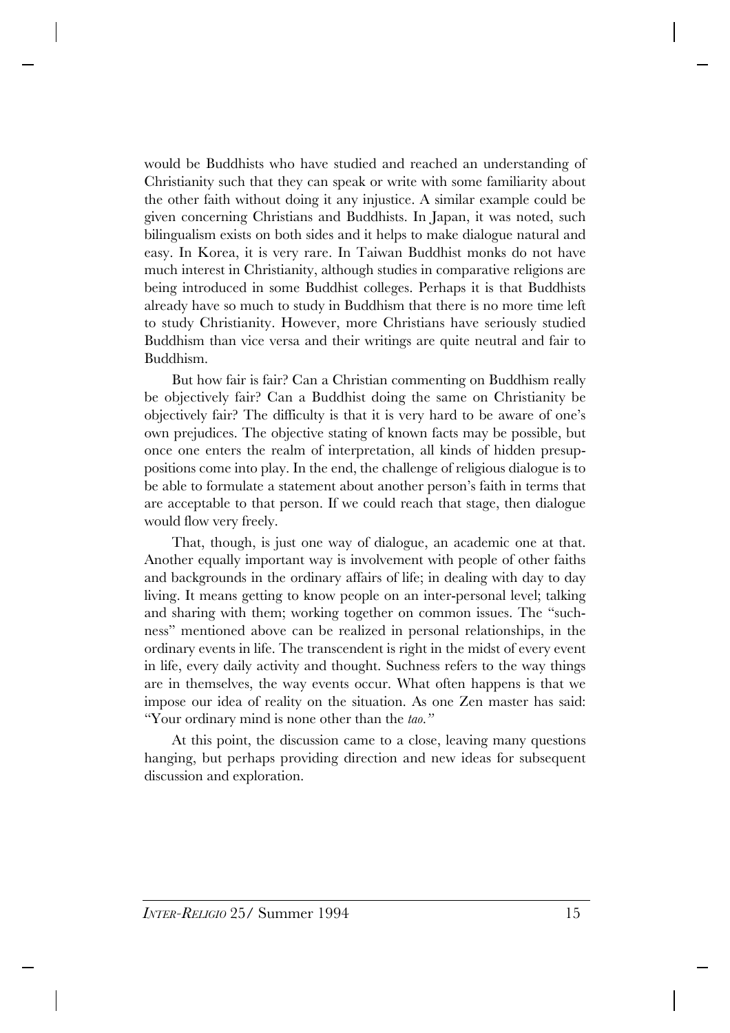would be Buddhists who have studied and reached an understanding of Christianity such that they can speak or write with some familiarity about the other faith without doing it any injustice. A similar example could be given concerning Christians and Buddhists. In Japan, it was noted, such bilingualism exists on both sides and it helps to make dialogue natural and easy. In Korea, it is very rare. In Taiwan Buddhist monks do not have much interest in Christianity, although studies in comparative religions are being introduced in some Buddhist colleges. Perhaps it is that Buddhists already have so much to study in Buddhism that there is no more time left to study Christianity. However, more Christians have seriously studied Buddhism than vice versa and their writings are quite neutral and fair to Buddhism.

But how fair is fair? Can a Christian commenting on Buddhism really be objectively fair? Can a Buddhist doing the same on Christianity be objectively fair? The difficulty is that it is very hard to be aware of one's own prejudices. The objective stating of known facts may be possible, but once one enters the realm of interpretation, all kinds of hidden presuppositions come into play. In the end, the challenge of religious dialogue is to be able to formulate a statement about another person's faith in terms that are acceptable to that person. If we could reach that stage, then dialogue would flow very freely.

That, though, is just one way of dialogue, an academic one at that. Another equally important way is involvement with people of other faiths and backgrounds in the ordinary affairs of life; in dealing with day to day living. It means getting to know people on an inter-personal level; talking and sharing with them; working together on common issues. The "suchness" mentioned above can be realized in personal relationships, in the ordinary events in life. The transcendent is right in the midst of every event in life, every daily activity and thought. Suchness refers to the way things are in themselves, the way events occur. What often happens is that we impose our idea of reality on the situation. As one Zen master has said: "Your ordinary mind is none other than the *tao*."

At this point, the discussion came to a close, leaving many questions hanging, but perhaps providing direction and new ideas for subsequent discussion and exploration.